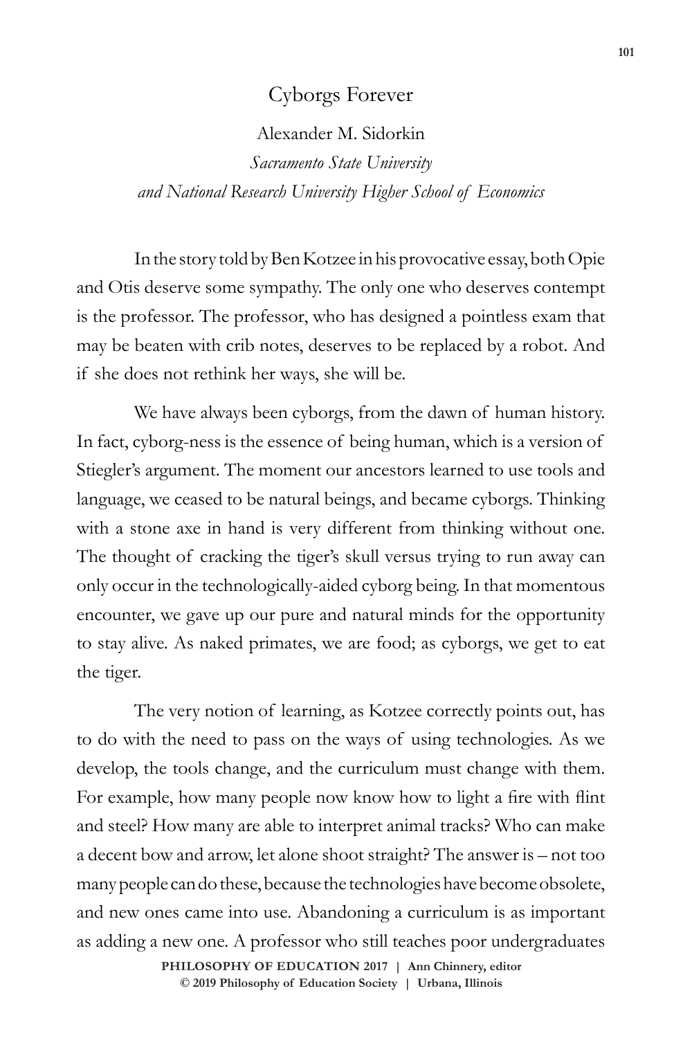# Cyborgs Forever

Alexander M. Sidorkin

*Sacramento State University*
*and National Research University Higher School of Economics*

In the story told by Ben Kotzee in his provocative essay, both Opie and Otis deserve some sympathy. The only one who deserves contempt is the professor. The professor, who has designed a pointless exam that may be beaten with crib notes, deserves to be replaced by a robot. And if she does not rethink her ways, she will be.

We have always been cyborgs, from the dawn of human history. In fact, cyborg-ness is the essence of being human, which is a version of Stiegler's argument. The moment our ancestors learned to use tools and language, we ceased to be natural beings, and became cyborgs. Thinking with a stone axe in hand is very different from thinking without one. The thought of cracking the tiger's skull versus trying to run away can only occur in the technologically-aided cyborg being. In that momentous encounter, we gave up our pure and natural minds for the opportunity to stay alive. As naked primates, we are food; as cyborgs, we get to eat the tiger.

The very notion of learning, as Kotzee correctly points out, has to do with the need to pass on the ways of using technologies. As we develop, the tools change, and the curriculum must change with them. For example, how many people now know how to light a fire with flint and steel? How many are able to interpret animal tracks? Who can make a decent bow and arrow, let alone shoot straight? The answer is – not too many people can do these, because the technologies have become obsolete, and new ones came into use. Abandoning a curriculum is as important as adding a new one. A professor who still teaches poor undergraduates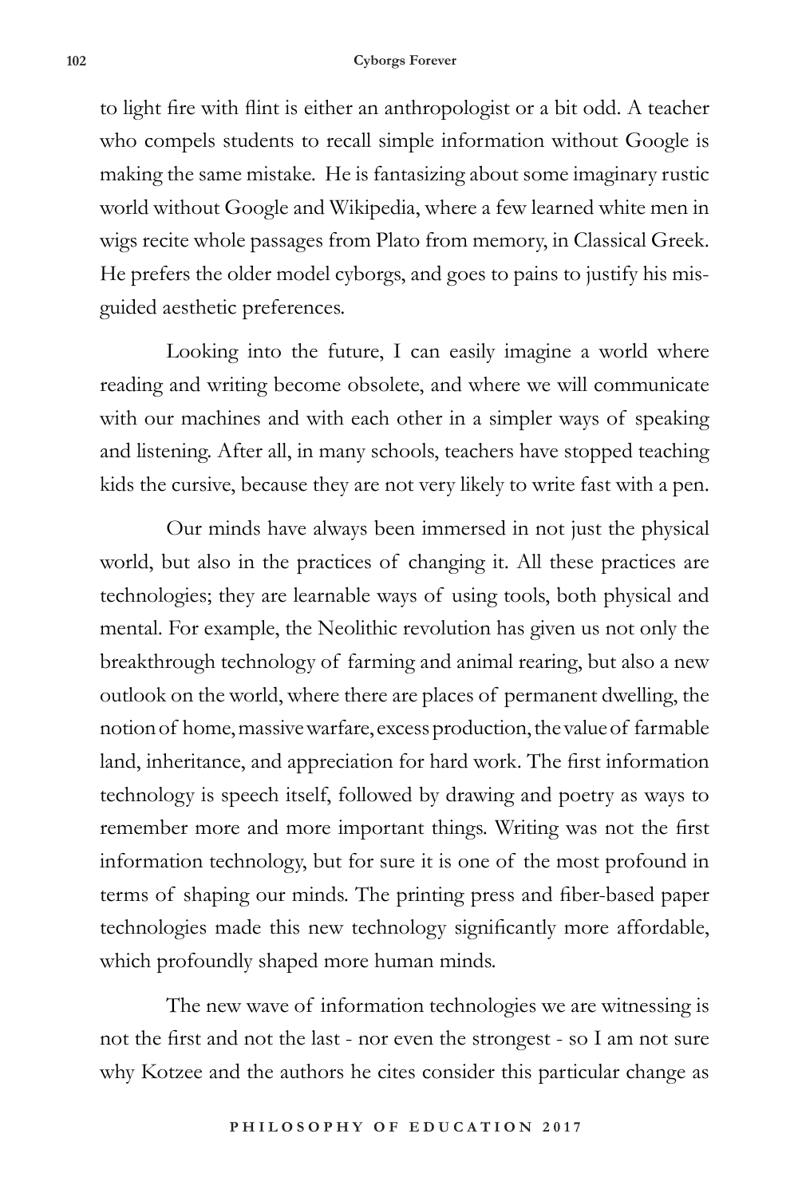to light fire with flint is either an anthropologist or a bit odd. A teacher who compels students to recall simple information without Google is making the same mistake. He is fantasizing about some imaginary rustic world without Google and Wikipedia, where a few learned white men in wigs recite whole passages from Plato from memory, in Classical Greek. He prefers the older model cyborgs, and goes to pains to justify his misguided aesthetic preferences.

Looking into the future, I can easily imagine a world where reading and writing become obsolete, and where we will communicate with our machines and with each other in a simpler ways of speaking and listening. After all, in many schools, teachers have stopped teaching kids the cursive, because they are not very likely to write fast with a pen.

Our minds have always been immersed in not just the physical world, but also in the practices of changing it. All these practices are technologies; they are learnable ways of using tools, both physical and mental. For example, the Neolithic revolution has given us not only the breakthrough technology of farming and animal rearing, but also a new outlook on the world, where there are places of permanent dwelling, the notion of home, massive warfare, excess production, the value of farmable land, inheritance, and appreciation for hard work. The first information technology is speech itself, followed by drawing and poetry as ways to remember more and more important things. Writing was not the first information technology, but for sure it is one of the most profound in terms of shaping our minds. The printing press and fiber-based paper technologies made this new technology significantly more affordable, which profoundly shaped more human minds.

The new wave of information technologies we are witnessing is not the first and not the last - nor even the strongest - so I am not sure why Kotzee and the authors he cites consider this particular change as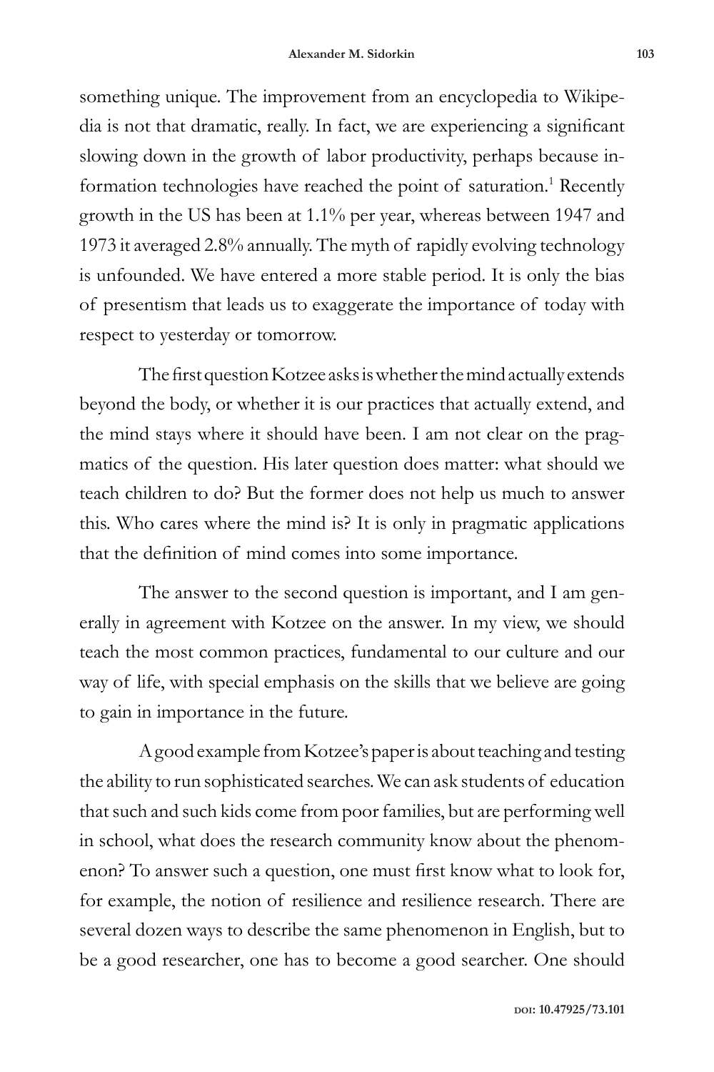something unique. The improvement from an encyclopedia to Wikipedia is not that dramatic, really. In fact, we are experiencing a significant slowing down in the growth of labor productivity, perhaps because information technologies have reached the point of saturation.[1] Recently growth in the US has been at 1.1% per year, whereas between 1947 and 1973 it averaged 2.8% annually. The myth of rapidly evolving technology is unfounded. We have entered a more stable period. It is only the bias of presentism that leads us to exaggerate the importance of today with respect to yesterday or tomorrow.

The first question Kotzee asks is whether the mind actually extends beyond the body, or whether it is our practices that actually extend, and the mind stays where it should have been. I am not clear on the pragmatics of the question. His later question does matter: what should we teach children to do? But the former does not help us much to answer this. Who cares where the mind is? It is only in pragmatic applications that the definition of mind comes into some importance.

The answer to the second question is important, and I am generally in agreement with Kotzee on the answer. In my view, we should teach the most common practices, fundamental to our culture and our way of life, with special emphasis on the skills that we believe are going to gain in importance in the future.

A good example from Kotzee's paper is about teaching and testing the ability to run sophisticated searches. We can ask students of education that such and such kids come from poor families, but are performing well in school, what does the research community know about the phenomenon? To answer such a question, one must first know what to look for, for example, the notion of resilience and resilience research. There are several dozen ways to describe the same phenomenon in English, but to be a good researcher, one has to become a good searcher. One should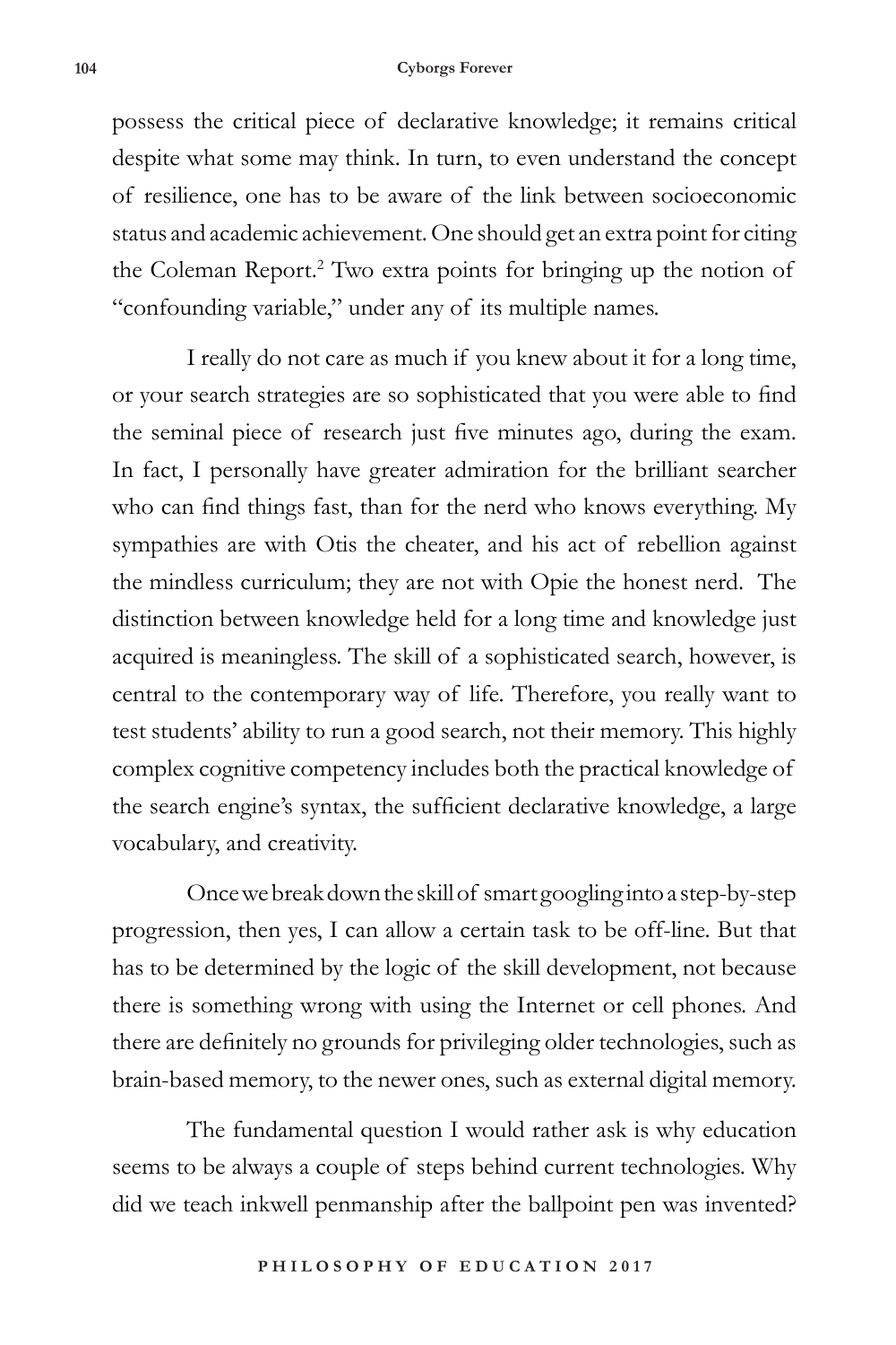possess the critical piece of declarative knowledge; it remains critical despite what some may think. In turn, to even understand the concept of resilience, one has to be aware of the link between socioeconomic status and academic achievement. One should get an extra point for citing the Coleman Report.[2] Two extra points for bringing up the notion of "confounding variable," under any of its multiple names.

I really do not care as much if you knew about it for a long time, or your search strategies are so sophisticated that you were able to find the seminal piece of research just five minutes ago, during the exam. In fact, I personally have greater admiration for the brilliant searcher who can find things fast, than for the nerd who knows everything. My sympathies are with Otis the cheater, and his act of rebellion against the mindless curriculum; they are not with Opie the honest nerd. The distinction between knowledge held for a long time and knowledge just acquired is meaningless. The skill of a sophisticated search, however, is central to the contemporary way of life. Therefore, you really want to test students' ability to run a good search, not their memory. This highly complex cognitive competency includes both the practical knowledge of the search engine's syntax, the sufficient declarative knowledge, a large vocabulary, and creativity.

Once we break down the skill of smart googling into a step-by-step progression, then yes, I can allow a certain task to be off-line. But that has to be determined by the logic of the skill development, not because there is something wrong with using the Internet or cell phones. And there are definitely no grounds for privileging older technologies, such as brain-based memory, to the newer ones, such as external digital memory.

The fundamental question I would rather ask is why education seems to be always a couple of steps behind current technologies. Why did we teach inkwell penmanship after the ballpoint pen was invented?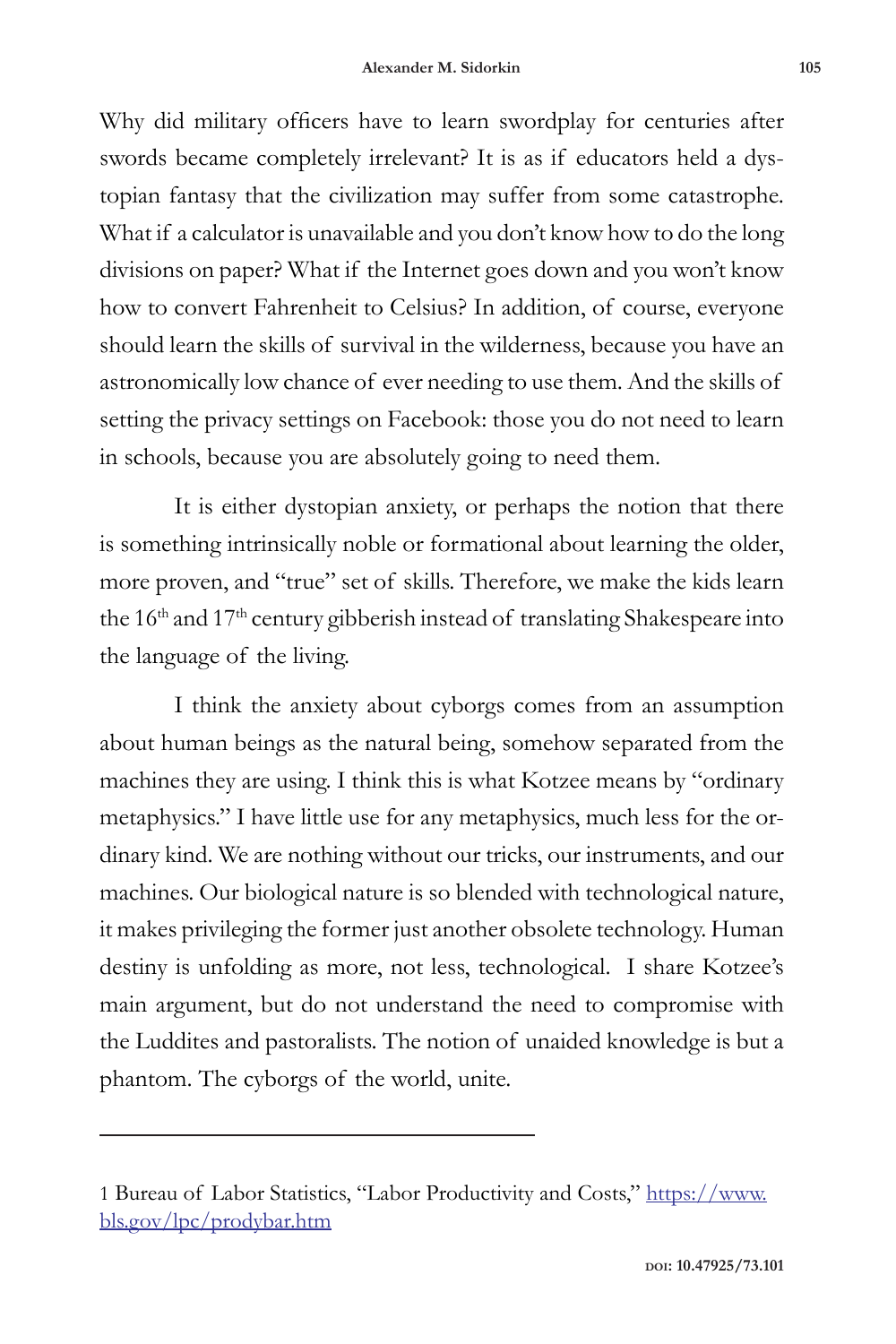Why did military officers have to learn swordplay for centuries after swords became completely irrelevant? It is as if educators held a dystopian fantasy that the civilization may suffer from some catastrophe. What if a calculator is unavailable and you don't know how to do the long divisions on paper? What if the Internet goes down and you won't know how to convert Fahrenheit to Celsius? In addition, of course, everyone should learn the skills of survival in the wilderness, because you have an astronomically low chance of ever needing to use them. And the skills of setting the privacy settings on Facebook: those you do not need to learn in schools, because you are absolutely going to need them.

It is either dystopian anxiety, or perhaps the notion that there is something intrinsically noble or formational about learning the older, more proven, and "true" set of skills. Therefore, we make the kids learn the 16th and 17th century gibberish instead of translating Shakespeare into the language of the living.

I think the anxiety about cyborgs comes from an assumption about human beings as the natural being, somehow separated from the machines they are using. I think this is what Kotzee means by "ordinary metaphysics." I have little use for any metaphysics, much less for the ordinary kind. We are nothing without our tricks, our instruments, and our machines. Our biological nature is so blended with technological nature, it makes privileging the former just another obsolete technology. Human destiny is unfolding as more, not less, technological. I share Kotzee's main argument, but do not understand the need to compromise with the Luddites and pastoralists. The notion of unaided knowledge is but a phantom. The cyborgs of the world, unite.

---

1 Bureau of Labor Statistics, "Labor Productivity and Costs," https://www.bls.gov/lpc/prodybar.htm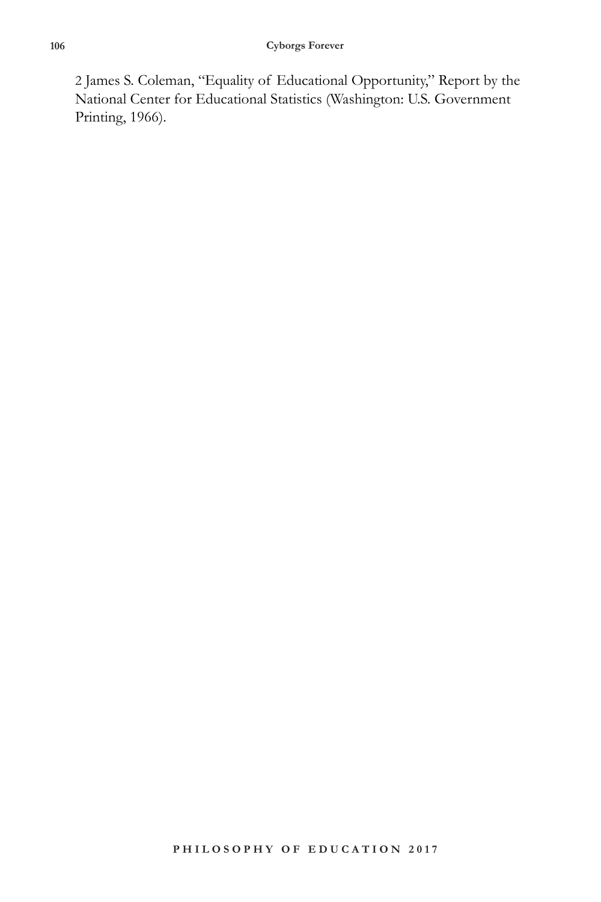2 James S. Coleman, "Equality of Educational Opportunity," Report by the National Center for Educational Statistics (Washington: U.S. Government Printing, 1966).